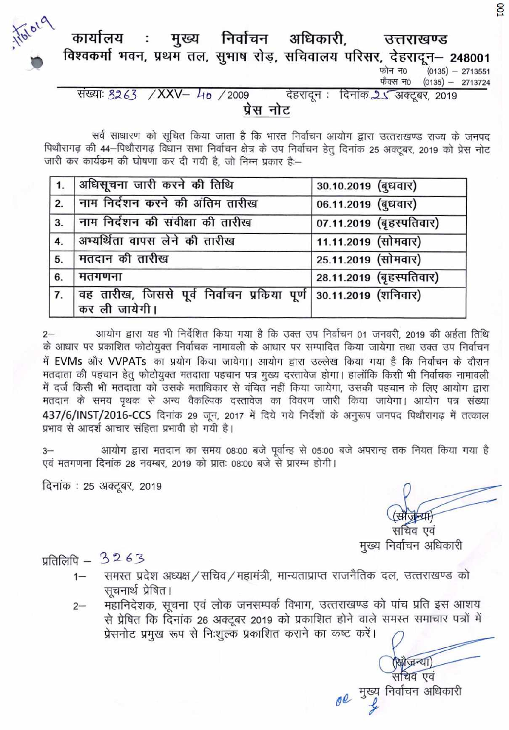# कार्यालय : मुख्य निर्वाचन अधिकारी, उत्तराखण्ड

विश्वकर्मा भवन, प्रथम तल, सुभाष रोड़, सचिवालय परिसर, देहरादून– 248001

फोन न0 (0135) – 2713551
फैक्स न0 (0135) – 2713724

संख्या: 3263 /XXV– 40 /2009 देहरादून : दिनांक 25 अक्टूबर, 2019

## प्रेस नोट

सर्व साधारण को सूचित किया जाता है कि भारत निर्वाचन आयोग द्वारा उत्तराखण्ड राज्य के जनपद पिथौरागढ़ की 44–पिथौरागढ़ विधान सभा निर्वाचन क्षेत्र के उप निर्वाचन हेतु दिनांक 25 अक्टूबर, 2019 को प्रेस नोट जारी कर कार्यक्रम की घोषणा कर दी गयी है, जो निम्न प्रकार है:–

| 1. | अधिसूचना जारी करने की तिथि | 30.10.2019 (बुधवार) |
|---|---|---|
| 2. | नाम निर्देशन करने की अंतिम तारीख | 06.11.2019 (बुधवार) |
| 3. | नाम निर्देशन की संवीक्षा की तारीख | 07.11.2019 (बृहस्पतिवार) |
| 4. | अभ्यर्थिता वापस लेने की तारीख | 11.11.2019 (सोमवार) |
| 5. | मतदान की तारीख | 25.11.2019 (सोमवार) |
| 6. | मतगणना | 28.11.2019 (बृहस्पतिवार) |
| 7. | वह तारीख, जिससे पूर्व निर्वाचन प्रकिया पूर्ण कर ली जायेगी। | 30.11.2019 (शनिवार) |

2– आयोग द्वारा यह भी निर्देशित किया गया है कि उक्त उप निर्वाचन 01 जनवरी, 2019 की अर्हता तिथि के आधार पर प्रकाशित फोटोयुक्त निर्वाचक नामावली के आधार पर सम्पादित किया जायेगा तथा उक्त उप निर्वाचन में EVMs और VVPATs का प्रयोग किया जायेगा। आयोग द्वारा उल्लेख किया गया है कि निर्वाचन के दौरान मतदाता की पहचान हेतु फोटोयुक्त मतदाता पहचान पत्र मुख्य दस्तावेज होगा। हालॉकि किसी भी निर्वाचक नामावली में दर्ज किसी भी मतदाता को उसके मताधिकार से वंचित नहीं किया जायेगा, उसकी पहचान के लिए आयोग द्वारा मतदान के समय पृथक से अन्य वैकल्पिक दस्तावेज का विवरण जारी किया जायेगा। आयोग पत्र संख्या 437/6/INST/2016-CCS दिनांक 29 जून, 2017 में दिये गये निर्देशों के अनुरूप जनपद पिथौरागढ़ में तत्काल प्रभाव से आदर्श आचार संहिता प्रभावी हो गयी है।

3– आयोग द्वारा मतदान का समय 08:00 बजे पूर्वान्ह से 05:00 बजे अपरान्ह तक नियत किया गया है एवं मतगणना दिनांक 28 नवम्बर, 2019 को प्रातः 08:00 बजे से प्रारम्भ होगी।

दिनांक : 25 अक्टूबर, 2019

(सौजन्या)
सचिव एवं
मुख्य निर्वाचन अधिकारी

प्रतिलिपि – 3263

1– समस्त प्रदेश अध्यक्ष/सचिव/महामंत्री, मान्यताप्राप्त राजनैतिक दल, उत्तराखण्ड को सूचनार्थ प्रेषित।

2– महानिदेशक, सूचना एवं लोक जनसम्पर्क विभाग, उत्तराखण्ड को पांच प्रति इस आशय से प्रेषित कि दिनांक 26 अक्टूबर 2019 को प्रकाशित होने वाले समस्त समाचार पत्रों में प्रेसनोट प्रमुख रूप से निःशुल्क प्रकाशित कराने का कष्ट करें।

(सौजन्या)
सचिव एवं
मुख्य निर्वाचन अधिकारी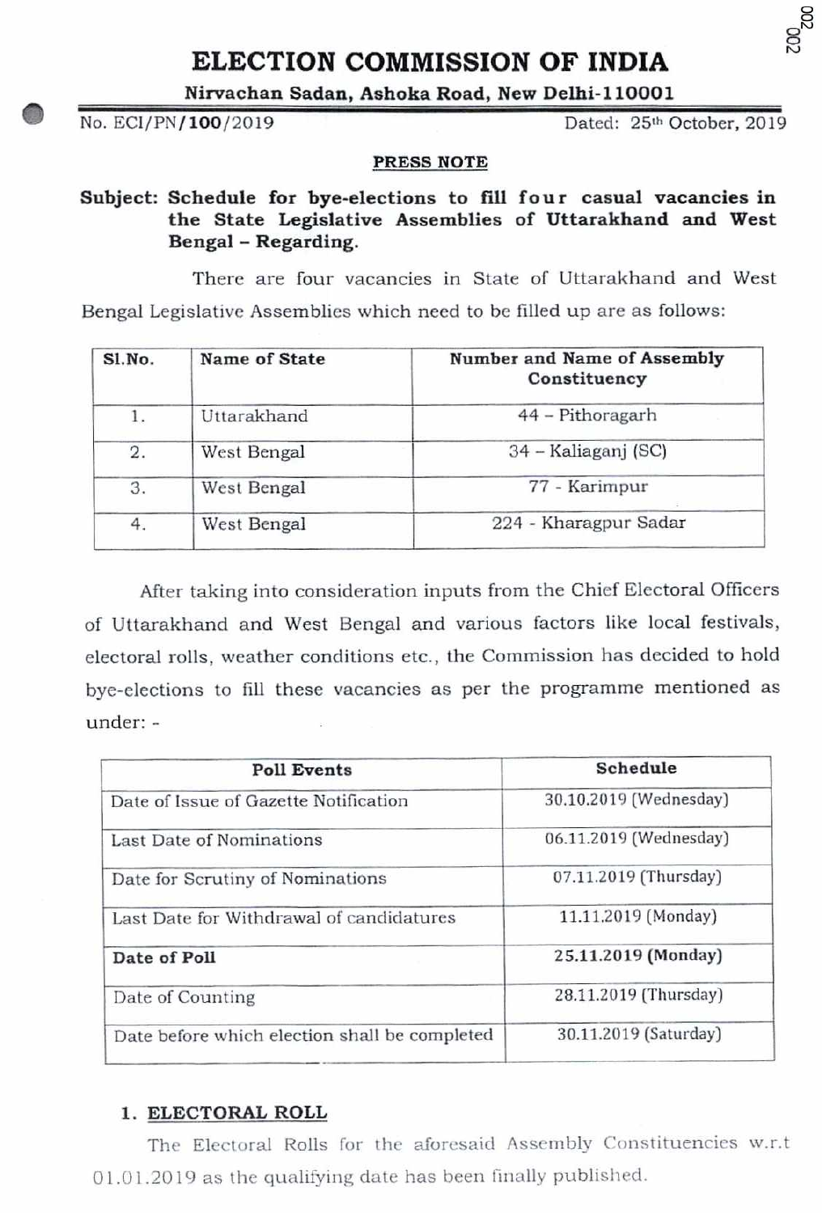# ELECTION COMMISSION OF INDIA

**Nirvachan Sadan, Ashoka Road, New Delhi-110001**

No. ECI/PN/**100**/2019 Dated: 25th October, 2019

**PRESS NOTE**

**Subject: Schedule for bye-elections to fill four casual vacancies in the State Legislative Assemblies of Uttarakhand and West Bengal – Regarding.**

There are four vacancies in State of Uttarakhand and West Bengal Legislative Assemblies which need to be filled up are as follows:

| Sl.No. | Name of State | Number and Name of Assembly Constituency |
|---|---|---|
| 1. | Uttarakhand | 44 – Pithoragarh |
| 2. | West Bengal | 34 – Kaliaganj (SC) |
| 3. | West Bengal | 77 - Karimpur |
| 4. | West Bengal | 224 - Kharagpur Sadar |

After taking into consideration inputs from the Chief Electoral Officers of Uttarakhand and West Bengal and various factors like local festivals, electoral rolls, weather conditions etc., the Commission has decided to hold bye-elections to fill these vacancies as per the programme mentioned as under: -

| Poll Events | Schedule |
|---|---|
| Date of Issue of Gazette Notification | 30.10.2019 (Wednesday) |
| Last Date of Nominations | 06.11.2019 (Wednesday) |
| Date for Scrutiny of Nominations | 07.11.2019 (Thursday) |
| Last Date for Withdrawal of candidatures | 11.11.2019 (Monday) |
| **Date of Poll** | **25.11.2019 (Monday)** |
| Date of Counting | 28.11.2019 (Thursday) |
| Date before which election shall be completed | 30.11.2019 (Saturday) |

## 1. ELECTORAL ROLL

The Electoral Rolls for the aforesaid Assembly Constituencies w.r.t 01.01.2019 as the qualifying date has been finally published.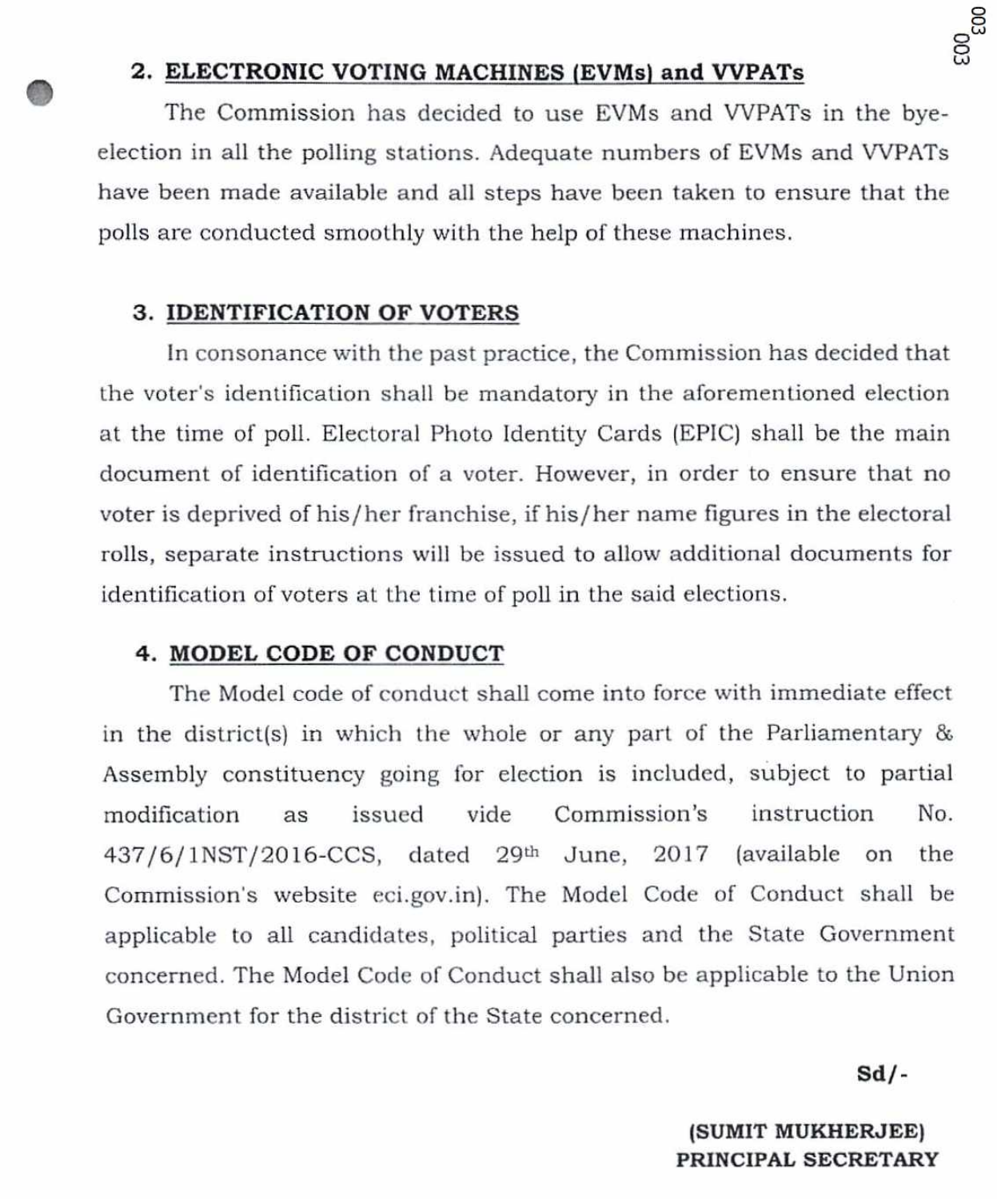## 2. ELECTRONIC VOTING MACHINES (EVMs) and VVPATs

The Commission has decided to use EVMs and VVPATs in the bye-election in all the polling stations. Adequate numbers of EVMs and VVPATs have been made available and all steps have been taken to ensure that the polls are conducted smoothly with the help of these machines.

## 3. IDENTIFICATION OF VOTERS

In consonance with the past practice, the Commission has decided that the voter's identification shall be mandatory in the aforementioned election at the time of poll. Electoral Photo Identity Cards (EPIC) shall be the main document of identification of a voter. However, in order to ensure that no voter is deprived of his/her franchise, if his/her name figures in the electoral rolls, separate instructions will be issued to allow additional documents for identification of voters at the time of poll in the said elections.

## 4. MODEL CODE OF CONDUCT

The Model code of conduct shall come into force with immediate effect in the district(s) in which the whole or any part of the Parliamentary & Assembly constituency going for election is included, subject to partial modification as issued vide Commission's instruction No. 437/6/1NST/2016-CCS, dated 29th June, 2017 (available on the Commission's website eci.gov.in). The Model Code of Conduct shall be applicable to all candidates, political parties and the State Government concerned. The Model Code of Conduct shall also be applicable to the Union Government for the district of the State concerned.

**Sd/-**

**(SUMIT MUKHERJEE)**
**PRINCIPAL SECRETARY**